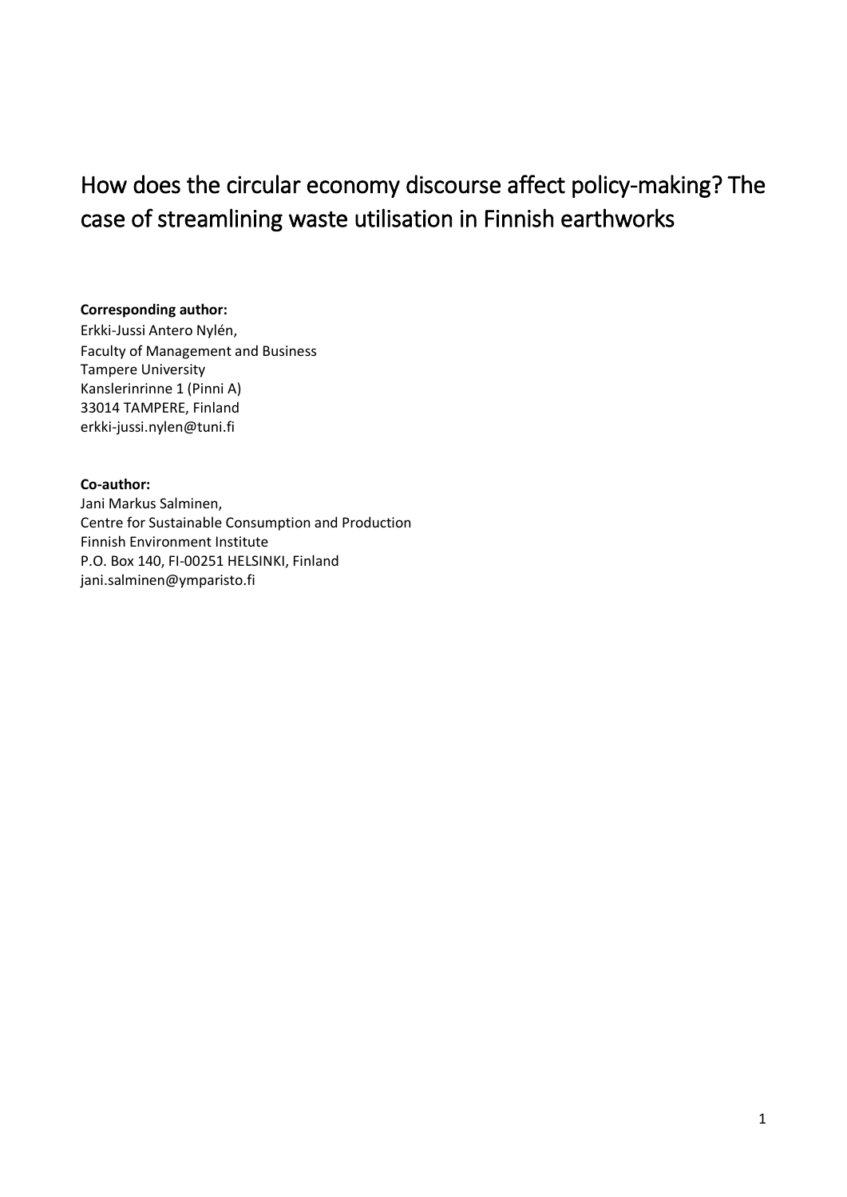# How does the circular economy discourse affect policy-making? The case of streamlining waste utilisation in Finnish earthworks

**Corresponding author:**
Erkki-Jussi Antero Nylén,
Faculty of Management and Business
Tampere University
Kanslerinrinne 1 (Pinni A)
33014 TAMPERE, Finland
erkki-jussi.nylen@tuni.fi

**Co-author:**
Jani Markus Salminen,
Centre for Sustainable Consumption and Production
Finnish Environment Institute
P.O. Box 140, FI-00251 HELSINKI, Finland
jani.salminen@ymparisto.fi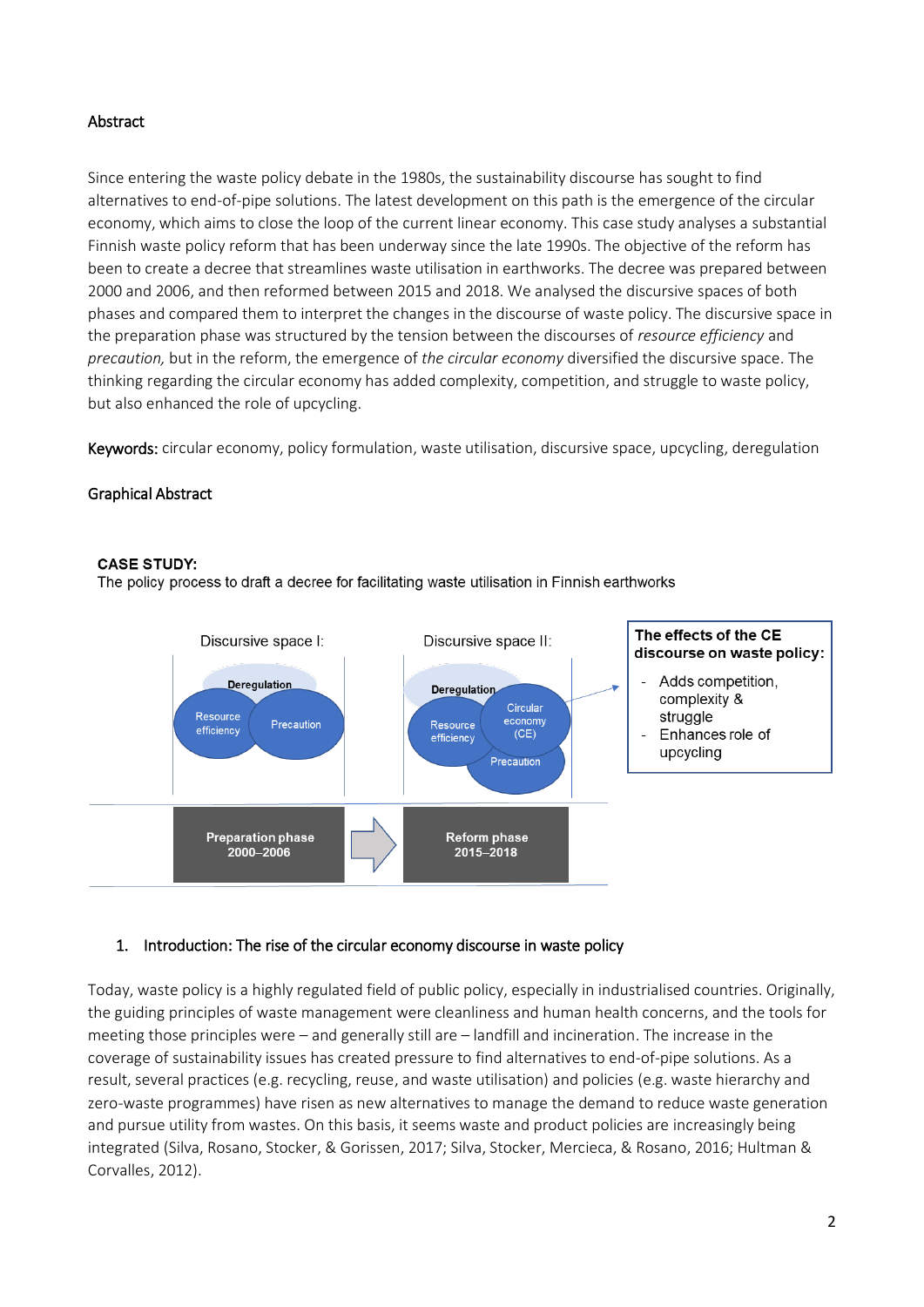## Abstract

Since entering the waste policy debate in the 1980s, the sustainability discourse has sought to find alternatives to end-of-pipe solutions. The latest development on this path is the emergence of the circular economy, which aims to close the loop of the current linear economy. This case study analyses a substantial Finnish waste policy reform that has been underway since the late 1990s. The objective of the reform has been to create a decree that streamlines waste utilisation in earthworks. The decree was prepared between 2000 and 2006, and then reformed between 2015 and 2018. We analysed the discursive spaces of both phases and compared them to interpret the changes in the discourse of waste policy. The discursive space in the preparation phase was structured by the tension between the discourses of *resource efficiency* and *precaution,* but in the reform, the emergence of *the circular economy* diversified the discursive space. The thinking regarding the circular economy has added complexity, competition, and struggle to waste policy, but also enhanced the role of upcycling.

**Keywords:** circular economy, policy formulation, waste utilisation, discursive space, upcycling, deregulation

## Graphical Abstract

**CASE STUDY:**
The policy process to draft a decree for facilitating waste utilisation in Finnish earthworks

Discursive space I: Deregulation; Resource efficiency; Precaution

Discursive space II: Deregulation; Resource efficiency; Circular economy (CE); Precaution

**Preparation phase 2000–2006** → **Reform phase 2015–2018**

**The effects of the CE discourse on waste policy:**

- Adds competition, complexity & struggle
- Enhances role of upcycling

## 1. Introduction: The rise of the circular economy discourse in waste policy

Today, waste policy is a highly regulated field of public policy, especially in industrialised countries. Originally, the guiding principles of waste management were cleanliness and human health concerns, and the tools for meeting those principles were – and generally still are – landfill and incineration. The increase in the coverage of sustainability issues has created pressure to find alternatives to end-of-pipe solutions. As a result, several practices (e.g. recycling, reuse, and waste utilisation) and policies (e.g. waste hierarchy and zero-waste programmes) have risen as new alternatives to manage the demand to reduce waste generation and pursue utility from wastes. On this basis, it seems waste and product policies are increasingly being integrated (Silva, Rosano, Stocker, & Gorissen, 2017; Silva, Stocker, Mercieca, & Rosano, 2016; Hultman & Corvalles, 2012).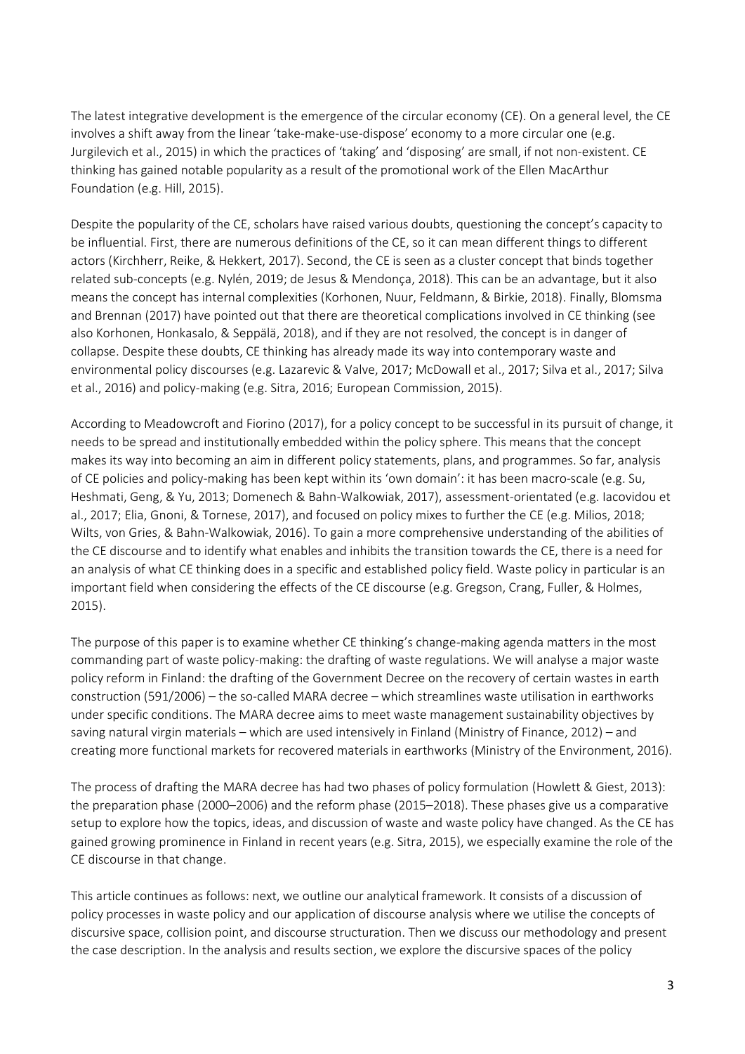The latest integrative development is the emergence of the circular economy (CE). On a general level, the CE involves a shift away from the linear 'take-make-use-dispose' economy to a more circular one (e.g. Jurgilevich et al., 2015) in which the practices of 'taking' and 'disposing' are small, if not non-existent. CE thinking has gained notable popularity as a result of the promotional work of the Ellen MacArthur Foundation (e.g. Hill, 2015).

Despite the popularity of the CE, scholars have raised various doubts, questioning the concept's capacity to be influential. First, there are numerous definitions of the CE, so it can mean different things to different actors (Kirchherr, Reike, & Hekkert, 2017). Second, the CE is seen as a cluster concept that binds together related sub-concepts (e.g. Nylén, 2019; de Jesus & Mendonça, 2018). This can be an advantage, but it also means the concept has internal complexities (Korhonen, Nuur, Feldmann, & Birkie, 2018). Finally, Blomsma and Brennan (2017) have pointed out that there are theoretical complications involved in CE thinking (see also Korhonen, Honkasalo, & Seppälä, 2018), and if they are not resolved, the concept is in danger of collapse. Despite these doubts, CE thinking has already made its way into contemporary waste and environmental policy discourses (e.g. Lazarevic & Valve, 2017; McDowall et al., 2017; Silva et al., 2017; Silva et al., 2016) and policy-making (e.g. Sitra, 2016; European Commission, 2015).

According to Meadowcroft and Fiorino (2017), for a policy concept to be successful in its pursuit of change, it needs to be spread and institutionally embedded within the policy sphere. This means that the concept makes its way into becoming an aim in different policy statements, plans, and programmes. So far, analysis of CE policies and policy-making has been kept within its 'own domain': it has been macro-scale (e.g. Su, Heshmati, Geng, & Yu, 2013; Domenech & Bahn-Walkowiak, 2017), assessment-orientated (e.g. Iacovidou et al., 2017; Elia, Gnoni, & Tornese, 2017), and focused on policy mixes to further the CE (e.g. Milios, 2018; Wilts, von Gries, & Bahn-Walkowiak, 2016). To gain a more comprehensive understanding of the abilities of the CE discourse and to identify what enables and inhibits the transition towards the CE, there is a need for an analysis of what CE thinking does in a specific and established policy field. Waste policy in particular is an important field when considering the effects of the CE discourse (e.g. Gregson, Crang, Fuller, & Holmes, 2015).

The purpose of this paper is to examine whether CE thinking's change-making agenda matters in the most commanding part of waste policy-making: the drafting of waste regulations. We will analyse a major waste policy reform in Finland: the drafting of the Government Decree on the recovery of certain wastes in earth construction (591/2006) – the so-called MARA decree – which streamlines waste utilisation in earthworks under specific conditions. The MARA decree aims to meet waste management sustainability objectives by saving natural virgin materials – which are used intensively in Finland (Ministry of Finance, 2012) – and creating more functional markets for recovered materials in earthworks (Ministry of the Environment, 2016).

The process of drafting the MARA decree has had two phases of policy formulation (Howlett & Giest, 2013): the preparation phase (2000–2006) and the reform phase (2015–2018). These phases give us a comparative setup to explore how the topics, ideas, and discussion of waste and waste policy have changed. As the CE has gained growing prominence in Finland in recent years (e.g. Sitra, 2015), we especially examine the role of the CE discourse in that change.

This article continues as follows: next, we outline our analytical framework. It consists of a discussion of policy processes in waste policy and our application of discourse analysis where we utilise the concepts of discursive space, collision point, and discourse structuration. Then we discuss our methodology and present the case description. In the analysis and results section, we explore the discursive spaces of the policy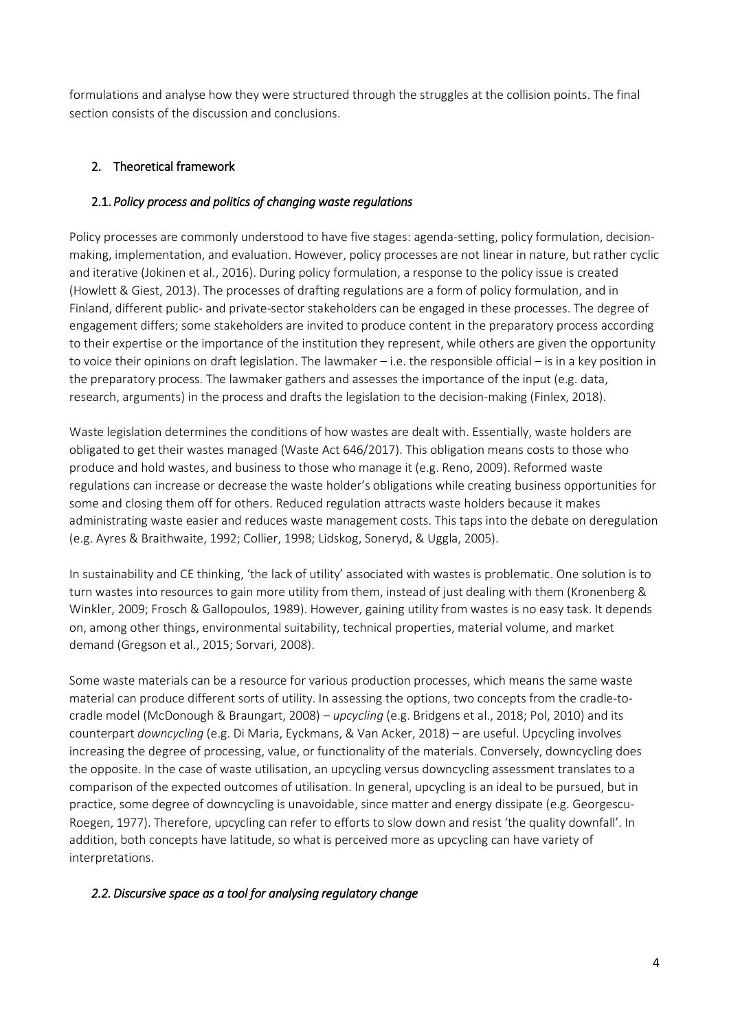formulations and analyse how they were structured through the struggles at the collision points. The final section consists of the discussion and conclusions.

## 2. Theoretical framework

### 2.1. *Policy process and politics of changing waste regulations*

Policy processes are commonly understood to have five stages: agenda-setting, policy formulation, decision-making, implementation, and evaluation. However, policy processes are not linear in nature, but rather cyclic and iterative (Jokinen et al., 2016). During policy formulation, a response to the policy issue is created (Howlett & Giest, 2013). The processes of drafting regulations are a form of policy formulation, and in Finland, different public- and private-sector stakeholders can be engaged in these processes. The degree of engagement differs; some stakeholders are invited to produce content in the preparatory process according to their expertise or the importance of the institution they represent, while others are given the opportunity to voice their opinions on draft legislation. The lawmaker – i.e. the responsible official – is in a key position in the preparatory process. The lawmaker gathers and assesses the importance of the input (e.g. data, research, arguments) in the process and drafts the legislation to the decision-making (Finlex, 2018).

Waste legislation determines the conditions of how wastes are dealt with. Essentially, waste holders are obligated to get their wastes managed (Waste Act 646/2017). This obligation means costs to those who produce and hold wastes, and business to those who manage it (e.g. Reno, 2009). Reformed waste regulations can increase or decrease the waste holder's obligations while creating business opportunities for some and closing them off for others. Reduced regulation attracts waste holders because it makes administrating waste easier and reduces waste management costs. This taps into the debate on deregulation (e.g. Ayres & Braithwaite, 1992; Collier, 1998; Lidskog, Soneryd, & Uggla, 2005).

In sustainability and CE thinking, 'the lack of utility' associated with wastes is problematic. One solution is to turn wastes into resources to gain more utility from them, instead of just dealing with them (Kronenberg & Winkler, 2009; Frosch & Gallopoulos, 1989). However, gaining utility from wastes is no easy task. It depends on, among other things, environmental suitability, technical properties, material volume, and market demand (Gregson et al., 2015; Sorvari, 2008).

Some waste materials can be a resource for various production processes, which means the same waste material can produce different sorts of utility. In assessing the options, two concepts from the cradle-to-cradle model (McDonough & Braungart, 2008) – *upcycling* (e.g. Bridgens et al., 2018; Pol, 2010) and its counterpart *downcycling* (e.g. Di Maria, Eyckmans, & Van Acker, 2018) – are useful. Upcycling involves increasing the degree of processing, value, or functionality of the materials. Conversely, downcycling does the opposite. In the case of waste utilisation, an upcycling versus downcycling assessment translates to a comparison of the expected outcomes of utilisation. In general, upcycling is an ideal to be pursued, but in practice, some degree of downcycling is unavoidable, since matter and energy dissipate (e.g. Georgescu-Roegen, 1977). Therefore, upcycling can refer to efforts to slow down and resist 'the quality downfall'. In addition, both concepts have latitude, so what is perceived more as upcycling can have variety of interpretations.

### 2.2. *Discursive space as a tool for analysing regulatory change*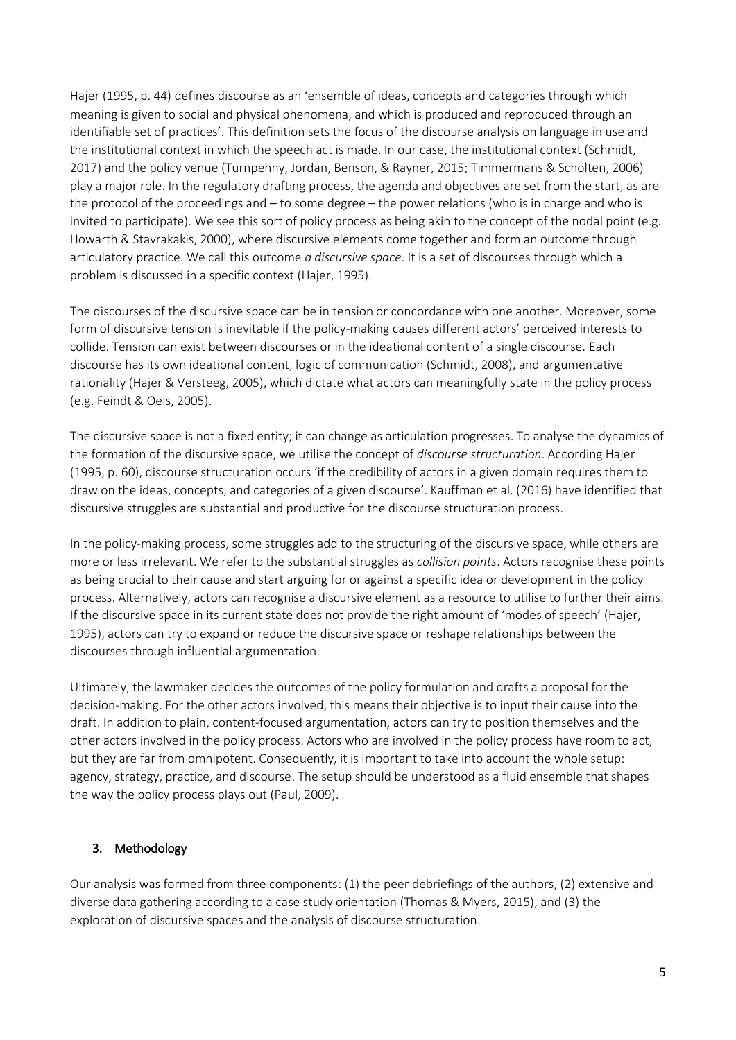Hajer (1995, p. 44) defines discourse as an 'ensemble of ideas, concepts and categories through which meaning is given to social and physical phenomena, and which is produced and reproduced through an identifiable set of practices'. This definition sets the focus of the discourse analysis on language in use and the institutional context in which the speech act is made. In our case, the institutional context (Schmidt, 2017) and the policy venue (Turnpenny, Jordan, Benson, & Rayner, 2015; Timmermans & Scholten, 2006) play a major role. In the regulatory drafting process, the agenda and objectives are set from the start, as are the protocol of the proceedings and – to some degree – the power relations (who is in charge and who is invited to participate). We see this sort of policy process as being akin to the concept of the nodal point (e.g. Howarth & Stavrakakis, 2000), where discursive elements come together and form an outcome through articulatory practice. We call this outcome *a discursive space*. It is a set of discourses through which a problem is discussed in a specific context (Hajer, 1995).

The discourses of the discursive space can be in tension or concordance with one another. Moreover, some form of discursive tension is inevitable if the policy-making causes different actors' perceived interests to collide. Tension can exist between discourses or in the ideational content of a single discourse. Each discourse has its own ideational content, logic of communication (Schmidt, 2008), and argumentative rationality (Hajer & Versteeg, 2005), which dictate what actors can meaningfully state in the policy process (e.g. Feindt & Oels, 2005).

The discursive space is not a fixed entity; it can change as articulation progresses. To analyse the dynamics of the formation of the discursive space, we utilise the concept of *discourse structuration*. According Hajer (1995, p. 60), discourse structuration occurs 'if the credibility of actors in a given domain requires them to draw on the ideas, concepts, and categories of a given discourse'. Kauffman et al. (2016) have identified that discursive struggles are substantial and productive for the discourse structuration process.

In the policy-making process, some struggles add to the structuring of the discursive space, while others are more or less irrelevant. We refer to the substantial struggles as *collision points*. Actors recognise these points as being crucial to their cause and start arguing for or against a specific idea or development in the policy process. Alternatively, actors can recognise a discursive element as a resource to utilise to further their aims. If the discursive space in its current state does not provide the right amount of 'modes of speech' (Hajer, 1995), actors can try to expand or reduce the discursive space or reshape relationships between the discourses through influential argumentation.

Ultimately, the lawmaker decides the outcomes of the policy formulation and drafts a proposal for the decision-making. For the other actors involved, this means their objective is to input their cause into the draft. In addition to plain, content-focused argumentation, actors can try to position themselves and the other actors involved in the policy process. Actors who are involved in the policy process have room to act, but they are far from omnipotent. Consequently, it is important to take into account the whole setup: agency, strategy, practice, and discourse. The setup should be understood as a fluid ensemble that shapes the way the policy process plays out (Paul, 2009).

## 3. Methodology

Our analysis was formed from three components: (1) the peer debriefings of the authors, (2) extensive and diverse data gathering according to a case study orientation (Thomas & Myers, 2015), and (3) the exploration of discursive spaces and the analysis of discourse structuration.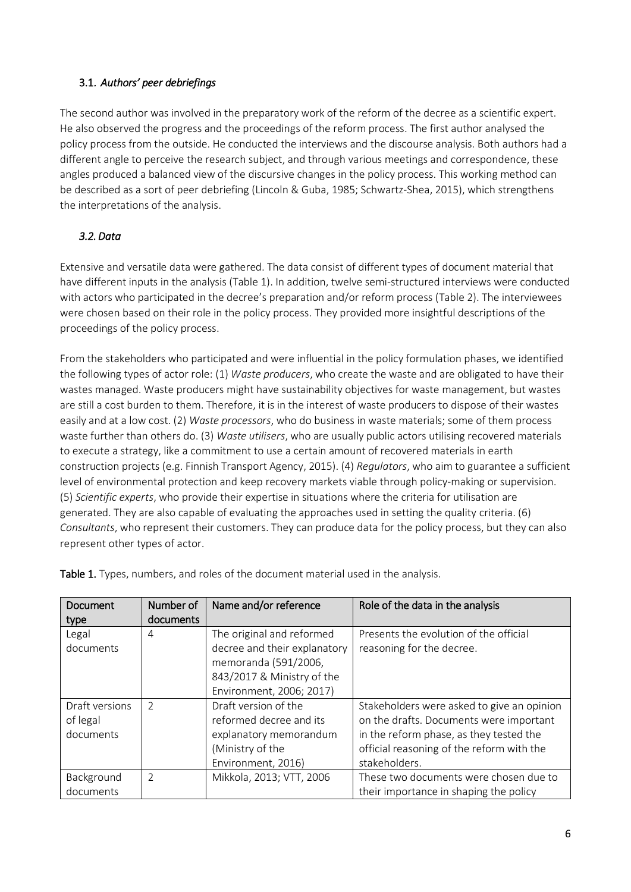### 3.1. *Authors' peer debriefings*

The second author was involved in the preparatory work of the reform of the decree as a scientific expert. He also observed the progress and the proceedings of the reform process. The first author analysed the policy process from the outside. He conducted the interviews and the discourse analysis. Both authors had a different angle to perceive the research subject, and through various meetings and correspondence, these angles produced a balanced view of the discursive changes in the policy process. This working method can be described as a sort of peer debriefing (Lincoln & Guba, 1985; Schwartz-Shea, 2015), which strengthens the interpretations of the analysis.

### *3.2. Data*

Extensive and versatile data were gathered. The data consist of different types of document material that have different inputs in the analysis (Table 1). In addition, twelve semi-structured interviews were conducted with actors who participated in the decree's preparation and/or reform process (Table 2). The interviewees were chosen based on their role in the policy process. They provided more insightful descriptions of the proceedings of the policy process.

From the stakeholders who participated and were influential in the policy formulation phases, we identified the following types of actor role: (1) *Waste producers*, who create the waste and are obligated to have their wastes managed. Waste producers might have sustainability objectives for waste management, but wastes are still a cost burden to them. Therefore, it is in the interest of waste producers to dispose of their wastes easily and at a low cost. (2) *Waste processors*, who do business in waste materials; some of them process waste further than others do. (3) *Waste utilisers*, who are usually public actors utilising recovered materials to execute a strategy, like a commitment to use a certain amount of recovered materials in earth construction projects (e.g. Finnish Transport Agency, 2015). (4) *Regulators*, who aim to guarantee a sufficient level of environmental protection and keep recovery markets viable through policy-making or supervision. (5) *Scientific experts*, who provide their expertise in situations where the criteria for utilisation are generated. They are also capable of evaluating the approaches used in setting the quality criteria. (6) *Consultants*, who represent their customers. They can produce data for the policy process, but they can also represent other types of actor.

**Table 1.** Types, numbers, and roles of the document material used in the analysis.

| Document type | Number of documents | Name and/or reference | Role of the data in the analysis |
|---|---|---|---|
| Legal documents | 4 | The original and reformed decree and their explanatory memoranda (591/2006, 843/2017 & Ministry of the Environment, 2006; 2017) | Presents the evolution of the official reasoning for the decree. |
| Draft versions of legal documents | 2 | Draft version of the reformed decree and its explanatory memorandum (Ministry of the Environment, 2016) | Stakeholders were asked to give an opinion on the drafts. Documents were important in the reform phase, as they tested the official reasoning of the reform with the stakeholders. |
| Background documents | 2 | Mikkola, 2013; VTT, 2006 | These two documents were chosen due to their importance in shaping the policy |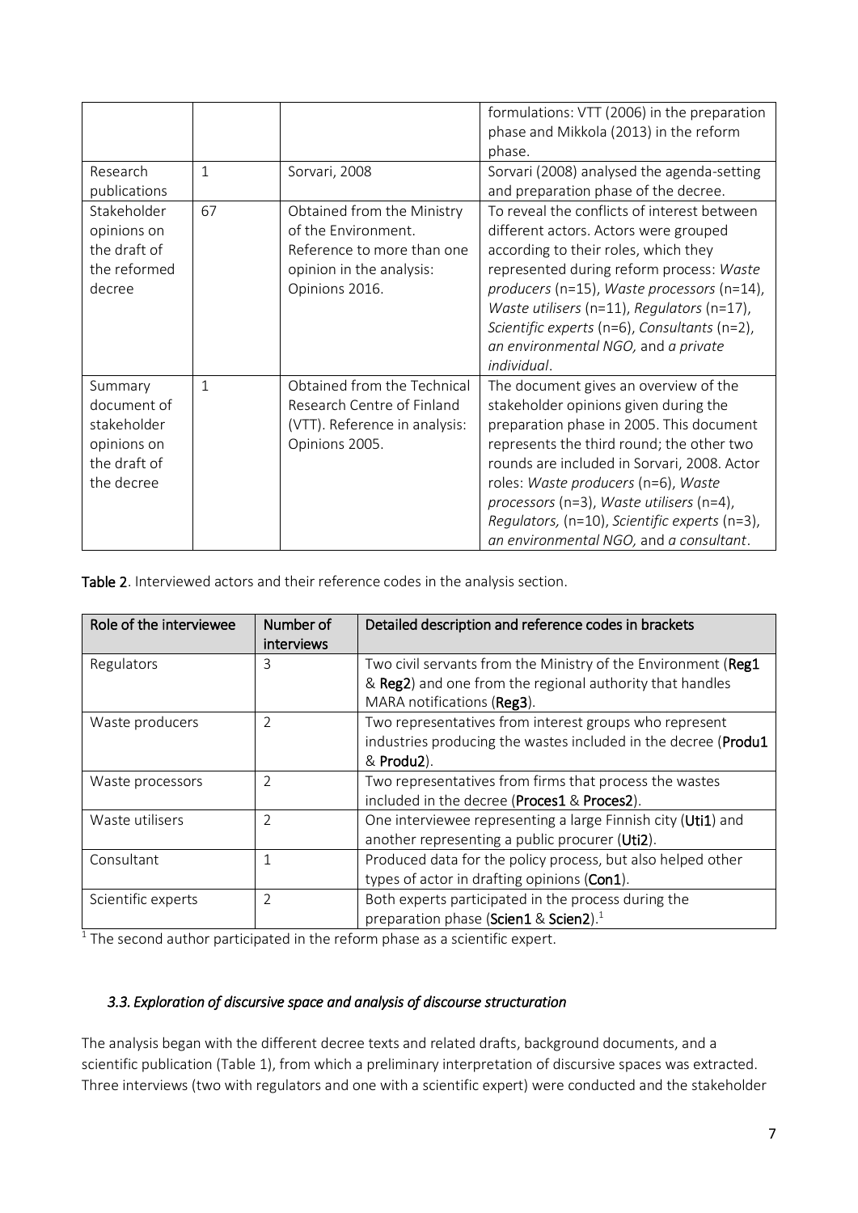| | | | formulations: VTT (2006) in the preparation phase and Mikkola (2013) in the reform phase. |
|---|---|---|---|
| Research publications | 1 | Sorvari, 2008 | Sorvari (2008) analysed the agenda-setting and preparation phase of the decree. |
| Stakeholder opinions on the draft of the reformed decree | 67 | Obtained from the Ministry of the Environment. Reference to more than one opinion in the analysis: Opinions 2016. | To reveal the conflicts of interest between different actors. Actors were grouped according to their roles, which they represented during reform process: *Waste producers* (n=15), *Waste processors* (n=14), *Waste utilisers* (n=11), *Regulators* (n=17), *Scientific experts* (n=6), *Consultants* (n=2), *an environmental NGO,* and *a private individual*. |
| Summary document of stakeholder opinions on the draft of the decree | 1 | Obtained from the Technical Research Centre of Finland (VTT). Reference in analysis: Opinions 2005. | The document gives an overview of the stakeholder opinions given during the preparation phase in 2005. This document represents the third round; the other two rounds are included in Sorvari, 2008. Actor roles: *Waste producers* (n=6), *Waste processors* (n=3), *Waste utilisers* (n=4), *Regulators,* (n=10), *Scientific experts* (n=3), *an environmental NGO,* and *a consultant*. |

**Table 2**. Interviewed actors and their reference codes in the analysis section.

| Role of the interviewee | Number of interviews | Detailed description and reference codes in brackets |
|---|---|---|
| Regulators | 3 | Two civil servants from the Ministry of the Environment (**Reg1** & **Reg2**) and one from the regional authority that handles MARA notifications (**Reg3**). |
| Waste producers | 2 | Two representatives from interest groups who represent industries producing the wastes included in the decree (**Produ1** & **Produ2**). |
| Waste processors | 2 | Two representatives from firms that process the wastes included in the decree (**Proces1** & **Proces2**). |
| Waste utilisers | 2 | One interviewee representing a large Finnish city (**Uti1**) and another representing a public procurer (**Uti2**). |
| Consultant | 1 | Produced data for the policy process, but also helped other types of actor in drafting opinions (**Con1**). |
| Scientific experts | 2 | Both experts participated in the process during the preparation phase (**Scien1** & **Scien2**).[1] |

[1] The second author participated in the reform phase as a scientific expert.

### *3.3. Exploration of discursive space and analysis of discourse structuration*

The analysis began with the different decree texts and related drafts, background documents, and a scientific publication (Table 1), from which a preliminary interpretation of discursive spaces was extracted. Three interviews (two with regulators and one with a scientific expert) were conducted and the stakeholder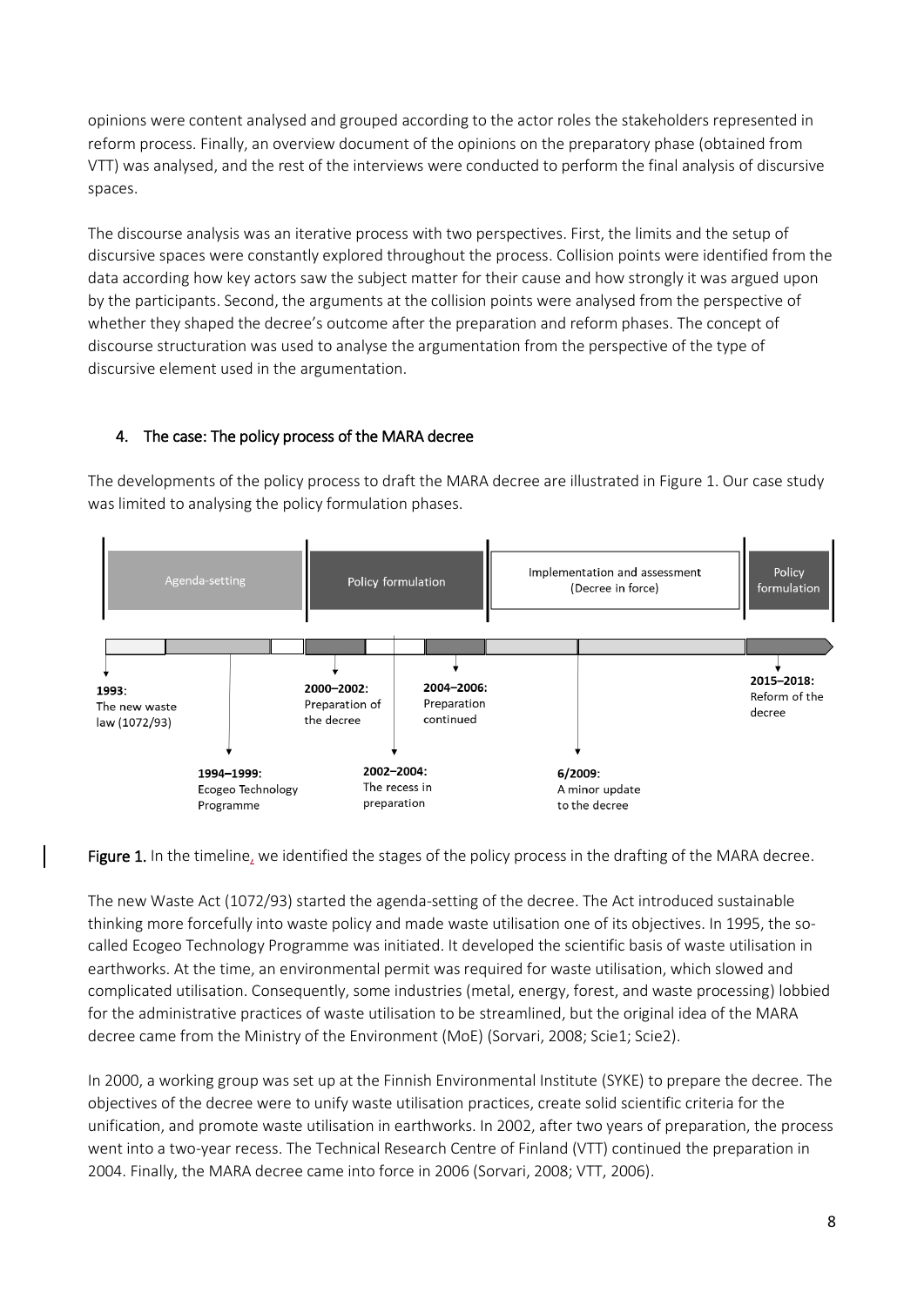opinions were content analysed and grouped according to the actor roles the stakeholders represented in reform process. Finally, an overview document of the opinions on the preparatory phase (obtained from VTT) was analysed, and the rest of the interviews were conducted to perform the final analysis of discursive spaces.

The discourse analysis was an iterative process with two perspectives. First, the limits and the setup of discursive spaces were constantly explored throughout the process. Collision points were identified from the data according how key actors saw the subject matter for their cause and how strongly it was argued upon by the participants. Second, the arguments at the collision points were analysed from the perspective of whether they shaped the decree's outcome after the preparation and reform phases. The concept of discourse structuration was used to analyse the argumentation from the perspective of the type of discursive element used in the argumentation.

## 4. The case: The policy process of the MARA decree

The developments of the policy process to draft the MARA decree are illustrated in Figure 1. Our case study was limited to analysing the policy formulation phases.

Agenda-setting | Policy formulation | Implementation and assessment (Decree in force) | Policy formulation

**1993:** The new waste law (1072/93)

**1994–1999:** Ecogeo Technology Programme

**2000–2002:** Preparation of the decree

**2002–2004:** The recess in preparation

**2004–2006:** Preparation continued

**6/2009:** A minor update to the decree

**2015–2018:** Reform of the decree

**Figure 1.** In the timeline, we identified the stages of the policy process in the drafting of the MARA decree.

The new Waste Act (1072/93) started the agenda-setting of the decree. The Act introduced sustainable thinking more forcefully into waste policy and made waste utilisation one of its objectives. In 1995, the so-called Ecogeo Technology Programme was initiated. It developed the scientific basis of waste utilisation in earthworks. At the time, an environmental permit was required for waste utilisation, which slowed and complicated utilisation. Consequently, some industries (metal, energy, forest, and waste processing) lobbied for the administrative practices of waste utilisation to be streamlined, but the original idea of the MARA decree came from the Ministry of the Environment (MoE) (Sorvari, 2008; Scie1; Scie2).

In 2000, a working group was set up at the Finnish Environmental Institute (SYKE) to prepare the decree. The objectives of the decree were to unify waste utilisation practices, create solid scientific criteria for the unification, and promote waste utilisation in earthworks. In 2002, after two years of preparation, the process went into a two-year recess. The Technical Research Centre of Finland (VTT) continued the preparation in 2004. Finally, the MARA decree came into force in 2006 (Sorvari, 2008; VTT, 2006).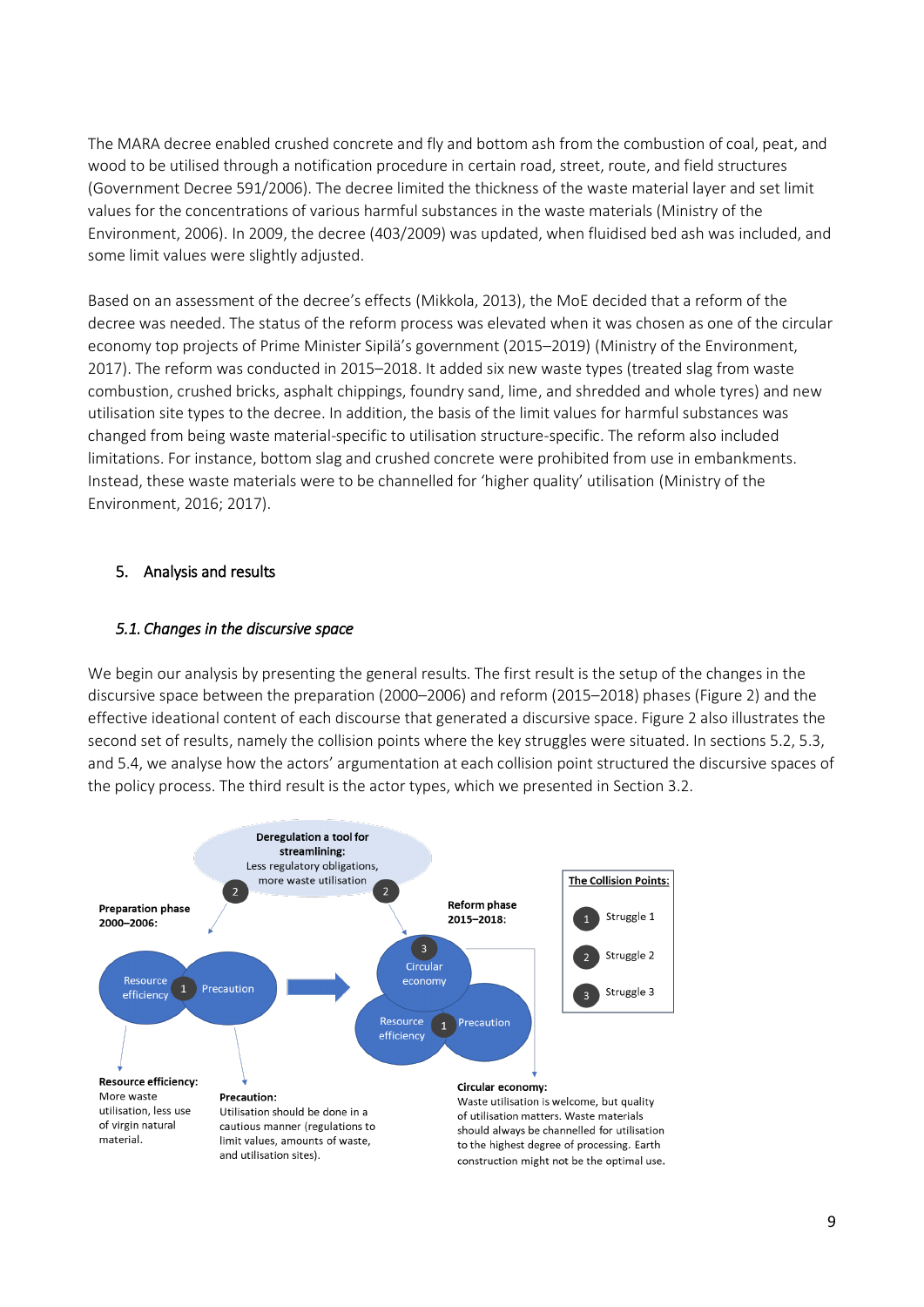The MARA decree enabled crushed concrete and fly and bottom ash from the combustion of coal, peat, and wood to be utilised through a notification procedure in certain road, street, route, and field structures (Government Decree 591/2006). The decree limited the thickness of the waste material layer and set limit values for the concentrations of various harmful substances in the waste materials (Ministry of the Environment, 2006). In 2009, the decree (403/2009) was updated, when fluidised bed ash was included, and some limit values were slightly adjusted.

Based on an assessment of the decree's effects (Mikkola, 2013), the MoE decided that a reform of the decree was needed. The status of the reform process was elevated when it was chosen as one of the circular economy top projects of Prime Minister Sipilä's government (2015–2019) (Ministry of the Environment, 2017). The reform was conducted in 2015–2018. It added six new waste types (treated slag from waste combustion, crushed bricks, asphalt chippings, foundry sand, lime, and shredded and whole tyres) and new utilisation site types to the decree. In addition, the basis of the limit values for harmful substances was changed from being waste material-specific to utilisation structure-specific. The reform also included limitations. For instance, bottom slag and crushed concrete were prohibited from use in embankments. Instead, these waste materials were to be channelled for 'higher quality' utilisation (Ministry of the Environment, 2016; 2017).

## 5. Analysis and results

### *5.1. Changes in the discursive space*

We begin our analysis by presenting the general results. The first result is the setup of the changes in the discursive space between the preparation (2000–2006) and reform (2015–2018) phases (Figure 2) and the effective ideational content of each discourse that generated a discursive space. Figure 2 also illustrates the second set of results, namely the collision points where the key struggles were situated. In sections 5.2, 5.3, and 5.4, we analyse how the actors' argumentation at each collision point structured the discursive spaces of the policy process. The third result is the actor types, which we presented in Section 3.2.

**Deregulation a tool for streamlining:** Less regulatory obligations, more waste utilisation

**Preparation phase 2000–2006:** Resource efficiency (1) Precaution

**Reform phase 2015–2018:** (3) Circular economy; Resource efficiency (1) Precaution

**The Collision Points:** (1) Struggle 1; (2) Struggle 2; (3) Struggle 3

**Resource efficiency:** More waste utilisation, less use of virgin natural material.

**Precaution:** Utilisation should be done in a cautious manner (regulations to limit values, amounts of waste, and utilisation sites).

**Circular economy:** Waste utilisation is welcome, but quality of utilisation matters. Waste materials should always be channelled for utilisation to the highest degree of processing. Earth construction might not be the optimal use.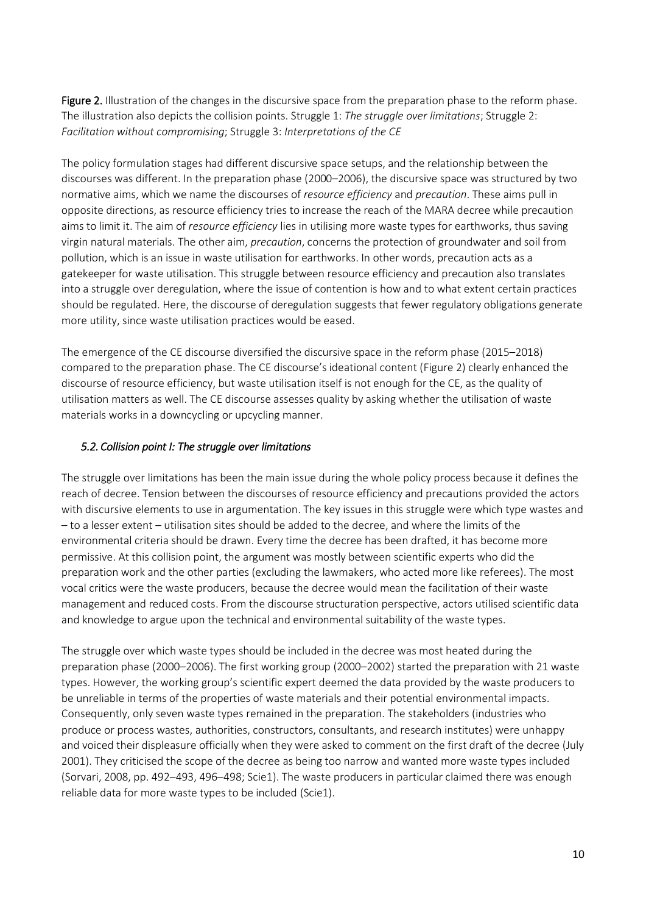**Figure 2.** Illustration of the changes in the discursive space from the preparation phase to the reform phase. The illustration also depicts the collision points. Struggle 1: *The struggle over limitations*; Struggle 2: *Facilitation without compromising*; Struggle 3: *Interpretations of the CE*

The policy formulation stages had different discursive space setups, and the relationship between the discourses was different. In the preparation phase (2000–2006), the discursive space was structured by two normative aims, which we name the discourses of *resource efficiency* and *precaution*. These aims pull in opposite directions, as resource efficiency tries to increase the reach of the MARA decree while precaution aims to limit it. The aim of *resource efficiency* lies in utilising more waste types for earthworks, thus saving virgin natural materials. The other aim, *precaution*, concerns the protection of groundwater and soil from pollution, which is an issue in waste utilisation for earthworks. In other words, precaution acts as a gatekeeper for waste utilisation. This struggle between resource efficiency and precaution also translates into a struggle over deregulation, where the issue of contention is how and to what extent certain practices should be regulated. Here, the discourse of deregulation suggests that fewer regulatory obligations generate more utility, since waste utilisation practices would be eased.

The emergence of the CE discourse diversified the discursive space in the reform phase (2015–2018) compared to the preparation phase. The CE discourse's ideational content (Figure 2) clearly enhanced the discourse of resource efficiency, but waste utilisation itself is not enough for the CE, as the quality of utilisation matters as well. The CE discourse assesses quality by asking whether the utilisation of waste materials works in a downcycling or upcycling manner.

### *5.2. Collision point I: The struggle over limitations*

The struggle over limitations has been the main issue during the whole policy process because it defines the reach of decree. Tension between the discourses of resource efficiency and precautions provided the actors with discursive elements to use in argumentation. The key issues in this struggle were which type wastes and – to a lesser extent – utilisation sites should be added to the decree, and where the limits of the environmental criteria should be drawn. Every time the decree has been drafted, it has become more permissive. At this collision point, the argument was mostly between scientific experts who did the preparation work and the other parties (excluding the lawmakers, who acted more like referees). The most vocal critics were the waste producers, because the decree would mean the facilitation of their waste management and reduced costs. From the discourse structuration perspective, actors utilised scientific data and knowledge to argue upon the technical and environmental suitability of the waste types.

The struggle over which waste types should be included in the decree was most heated during the preparation phase (2000–2006). The first working group (2000–2002) started the preparation with 21 waste types. However, the working group's scientific expert deemed the data provided by the waste producers to be unreliable in terms of the properties of waste materials and their potential environmental impacts. Consequently, only seven waste types remained in the preparation. The stakeholders (industries who produce or process wastes, authorities, constructors, consultants, and research institutes) were unhappy and voiced their displeasure officially when they were asked to comment on the first draft of the decree (July 2001). They criticised the scope of the decree as being too narrow and wanted more waste types included (Sorvari, 2008, pp. 492–493, 496–498; Scie1). The waste producers in particular claimed there was enough reliable data for more waste types to be included (Scie1).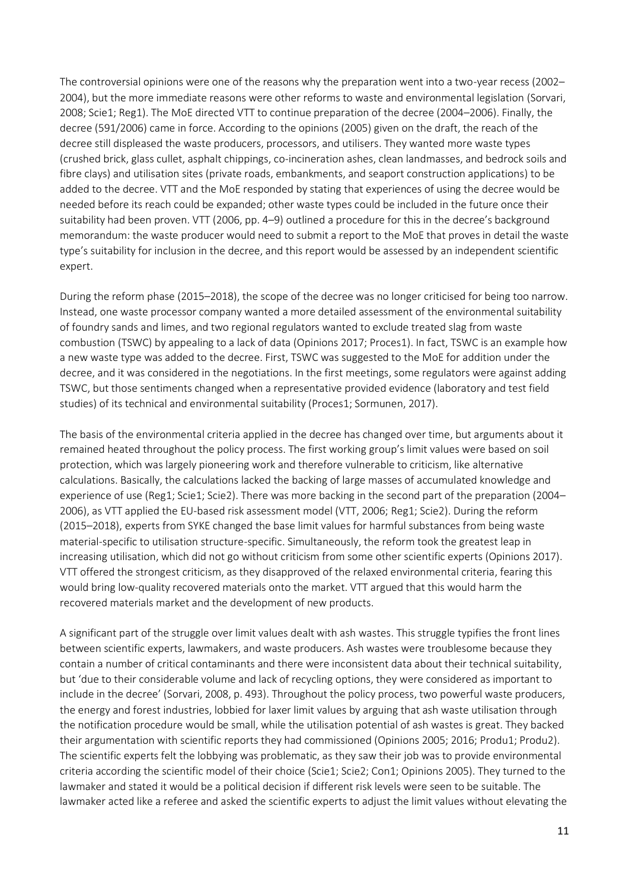The controversial opinions were one of the reasons why the preparation went into a two-year recess (2002–2004), but the more immediate reasons were other reforms to waste and environmental legislation (Sorvari, 2008; Scie1; Reg1). The MoE directed VTT to continue preparation of the decree (2004–2006). Finally, the decree (591/2006) came in force. According to the opinions (2005) given on the draft, the reach of the decree still displeased the waste producers, processors, and utilisers. They wanted more waste types (crushed brick, glass cullet, asphalt chippings, co-incineration ashes, clean landmasses, and bedrock soils and fibre clays) and utilisation sites (private roads, embankments, and seaport construction applications) to be added to the decree. VTT and the MoE responded by stating that experiences of using the decree would be needed before its reach could be expanded; other waste types could be included in the future once their suitability had been proven. VTT (2006, pp. 4–9) outlined a procedure for this in the decree's background memorandum: the waste producer would need to submit a report to the MoE that proves in detail the waste type's suitability for inclusion in the decree, and this report would be assessed by an independent scientific expert.

During the reform phase (2015–2018), the scope of the decree was no longer criticised for being too narrow. Instead, one waste processor company wanted a more detailed assessment of the environmental suitability of foundry sands and limes, and two regional regulators wanted to exclude treated slag from waste combustion (TSWC) by appealing to a lack of data (Opinions 2017; Proces1). In fact, TSWC is an example how a new waste type was added to the decree. First, TSWC was suggested to the MoE for addition under the decree, and it was considered in the negotiations. In the first meetings, some regulators were against adding TSWC, but those sentiments changed when a representative provided evidence (laboratory and test field studies) of its technical and environmental suitability (Proces1; Sormunen, 2017).

The basis of the environmental criteria applied in the decree has changed over time, but arguments about it remained heated throughout the policy process. The first working group's limit values were based on soil protection, which was largely pioneering work and therefore vulnerable to criticism, like alternative calculations. Basically, the calculations lacked the backing of large masses of accumulated knowledge and experience of use (Reg1; Scie1; Scie2). There was more backing in the second part of the preparation (2004–2006), as VTT applied the EU-based risk assessment model (VTT, 2006; Reg1; Scie2). During the reform (2015–2018), experts from SYKE changed the base limit values for harmful substances from being waste material-specific to utilisation structure-specific. Simultaneously, the reform took the greatest leap in increasing utilisation, which did not go without criticism from some other scientific experts (Opinions 2017). VTT offered the strongest criticism, as they disapproved of the relaxed environmental criteria, fearing this would bring low-quality recovered materials onto the market. VTT argued that this would harm the recovered materials market and the development of new products.

A significant part of the struggle over limit values dealt with ash wastes. This struggle typifies the front lines between scientific experts, lawmakers, and waste producers. Ash wastes were troublesome because they contain a number of critical contaminants and there were inconsistent data about their technical suitability, but 'due to their considerable volume and lack of recycling options, they were considered as important to include in the decree' (Sorvari, 2008, p. 493). Throughout the policy process, two powerful waste producers, the energy and forest industries, lobbied for laxer limit values by arguing that ash waste utilisation through the notification procedure would be small, while the utilisation potential of ash wastes is great. They backed their argumentation with scientific reports they had commissioned (Opinions 2005; 2016; Produ1; Produ2). The scientific experts felt the lobbying was problematic, as they saw their job was to provide environmental criteria according the scientific model of their choice (Scie1; Scie2; Con1; Opinions 2005). They turned to the lawmaker and stated it would be a political decision if different risk levels were seen to be suitable. The lawmaker acted like a referee and asked the scientific experts to adjust the limit values without elevating the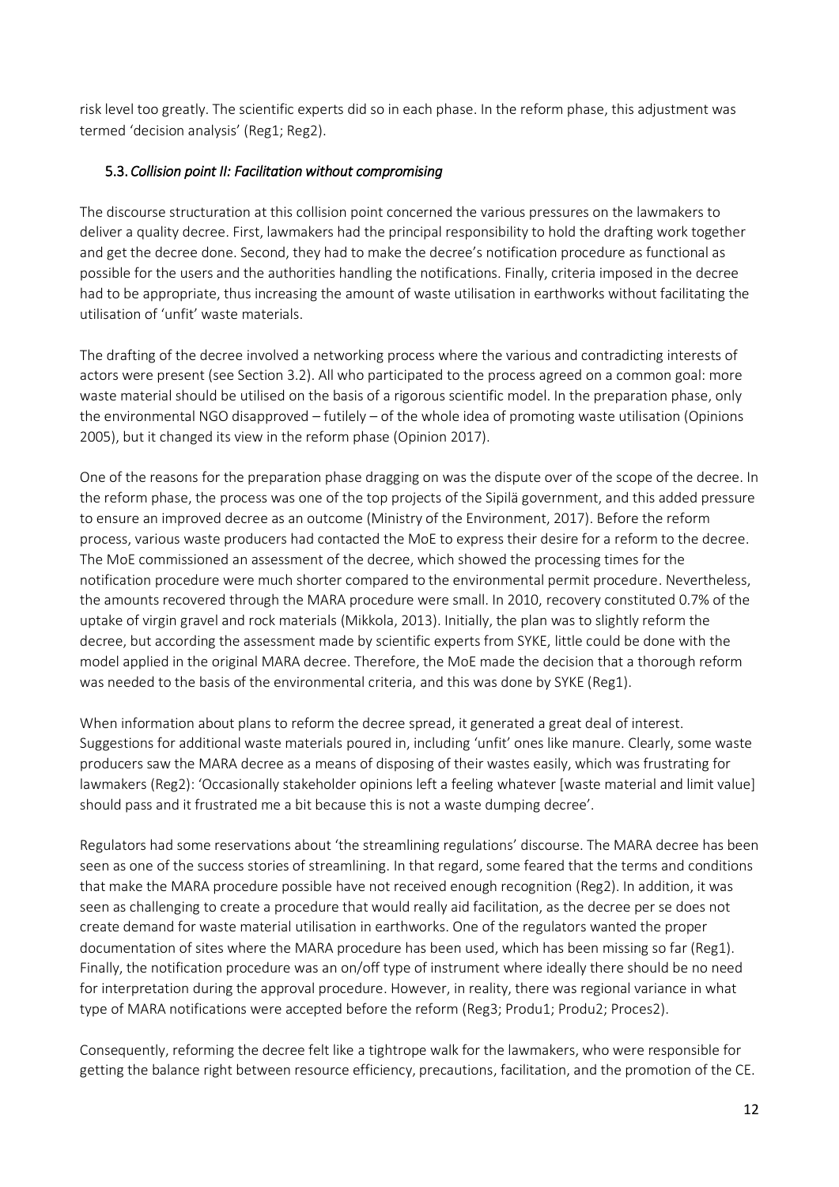risk level too greatly. The scientific experts did so in each phase. In the reform phase, this adjustment was termed 'decision analysis' (Reg1; Reg2).

### 5.3. *Collision point II: Facilitation without compromising*

The discourse structuration at this collision point concerned the various pressures on the lawmakers to deliver a quality decree. First, lawmakers had the principal responsibility to hold the drafting work together and get the decree done. Second, they had to make the decree's notification procedure as functional as possible for the users and the authorities handling the notifications. Finally, criteria imposed in the decree had to be appropriate, thus increasing the amount of waste utilisation in earthworks without facilitating the utilisation of 'unfit' waste materials.

The drafting of the decree involved a networking process where the various and contradicting interests of actors were present (see Section 3.2). All who participated to the process agreed on a common goal: more waste material should be utilised on the basis of a rigorous scientific model. In the preparation phase, only the environmental NGO disapproved – futilely – of the whole idea of promoting waste utilisation (Opinions 2005), but it changed its view in the reform phase (Opinion 2017).

One of the reasons for the preparation phase dragging on was the dispute over of the scope of the decree. In the reform phase, the process was one of the top projects of the Sipilä government, and this added pressure to ensure an improved decree as an outcome (Ministry of the Environment, 2017). Before the reform process, various waste producers had contacted the MoE to express their desire for a reform to the decree. The MoE commissioned an assessment of the decree, which showed the processing times for the notification procedure were much shorter compared to the environmental permit procedure. Nevertheless, the amounts recovered through the MARA procedure were small. In 2010, recovery constituted 0.7% of the uptake of virgin gravel and rock materials (Mikkola, 2013). Initially, the plan was to slightly reform the decree, but according the assessment made by scientific experts from SYKE, little could be done with the model applied in the original MARA decree. Therefore, the MoE made the decision that a thorough reform was needed to the basis of the environmental criteria, and this was done by SYKE (Reg1).

When information about plans to reform the decree spread, it generated a great deal of interest. Suggestions for additional waste materials poured in, including 'unfit' ones like manure. Clearly, some waste producers saw the MARA decree as a means of disposing of their wastes easily, which was frustrating for lawmakers (Reg2): 'Occasionally stakeholder opinions left a feeling whatever [waste material and limit value] should pass and it frustrated me a bit because this is not a waste dumping decree'.

Regulators had some reservations about 'the streamlining regulations' discourse. The MARA decree has been seen as one of the success stories of streamlining. In that regard, some feared that the terms and conditions that make the MARA procedure possible have not received enough recognition (Reg2). In addition, it was seen as challenging to create a procedure that would really aid facilitation, as the decree per se does not create demand for waste material utilisation in earthworks. One of the regulators wanted the proper documentation of sites where the MARA procedure has been used, which has been missing so far (Reg1). Finally, the notification procedure was an on/off type of instrument where ideally there should be no need for interpretation during the approval procedure. However, in reality, there was regional variance in what type of MARA notifications were accepted before the reform (Reg3; Produ1; Produ2; Proces2).

Consequently, reforming the decree felt like a tightrope walk for the lawmakers, who were responsible for getting the balance right between resource efficiency, precautions, facilitation, and the promotion of the CE.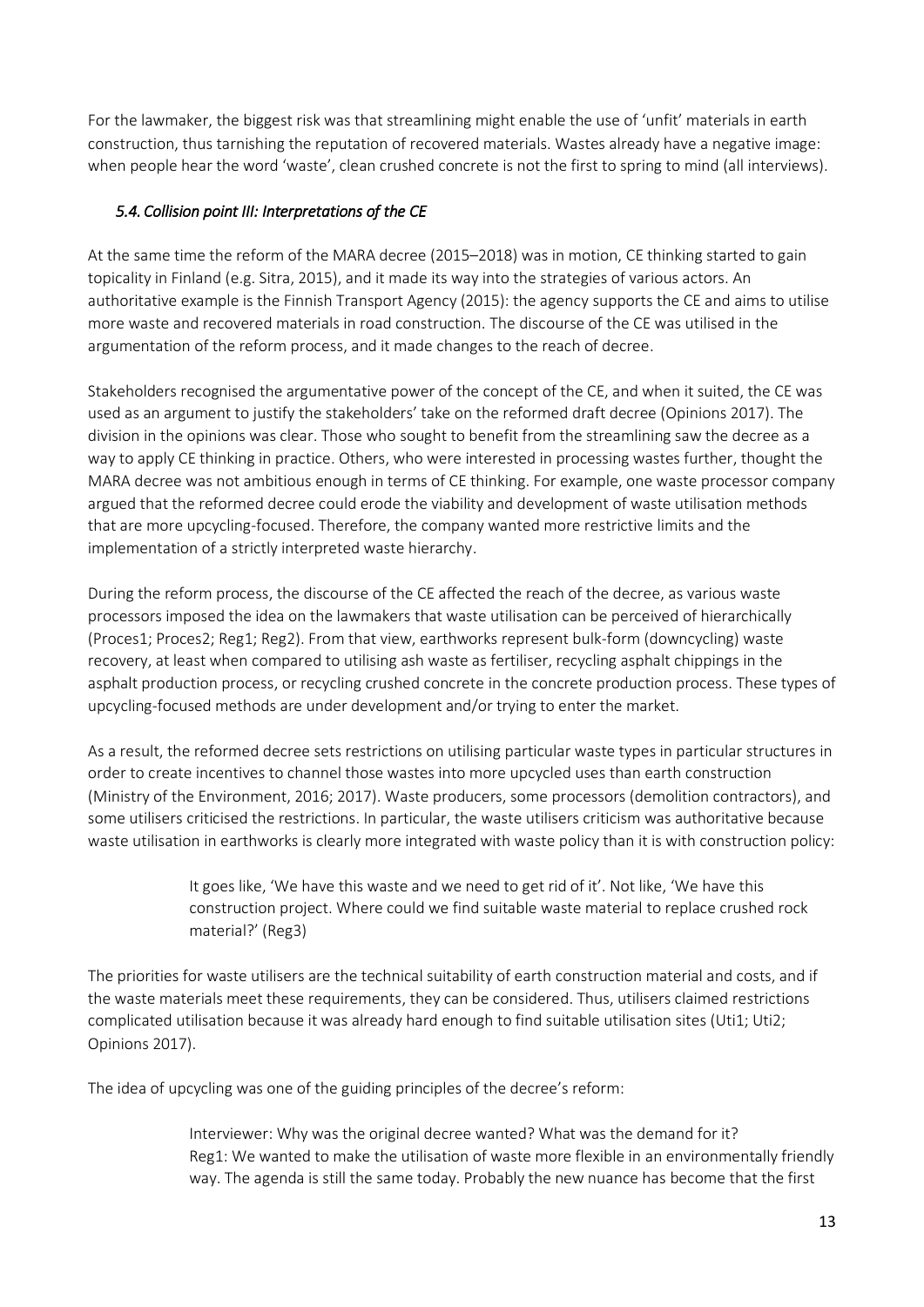For the lawmaker, the biggest risk was that streamlining might enable the use of 'unfit' materials in earth construction, thus tarnishing the reputation of recovered materials. Wastes already have a negative image: when people hear the word 'waste', clean crushed concrete is not the first to spring to mind (all interviews).

### *5.4. Collision point III: Interpretations of the CE*

At the same time the reform of the MARA decree (2015–2018) was in motion, CE thinking started to gain topicality in Finland (e.g. Sitra, 2015), and it made its way into the strategies of various actors. An authoritative example is the Finnish Transport Agency (2015): the agency supports the CE and aims to utilise more waste and recovered materials in road construction. The discourse of the CE was utilised in the argumentation of the reform process, and it made changes to the reach of decree.

Stakeholders recognised the argumentative power of the concept of the CE, and when it suited, the CE was used as an argument to justify the stakeholders' take on the reformed draft decree (Opinions 2017). The division in the opinions was clear. Those who sought to benefit from the streamlining saw the decree as a way to apply CE thinking in practice. Others, who were interested in processing wastes further, thought the MARA decree was not ambitious enough in terms of CE thinking. For example, one waste processor company argued that the reformed decree could erode the viability and development of waste utilisation methods that are more upcycling-focused. Therefore, the company wanted more restrictive limits and the implementation of a strictly interpreted waste hierarchy.

During the reform process, the discourse of the CE affected the reach of the decree, as various waste processors imposed the idea on the lawmakers that waste utilisation can be perceived of hierarchically (Proces1; Proces2; Reg1; Reg2). From that view, earthworks represent bulk-form (downcycling) waste recovery, at least when compared to utilising ash waste as fertiliser, recycling asphalt chippings in the asphalt production process, or recycling crushed concrete in the concrete production process. These types of upcycling-focused methods are under development and/or trying to enter the market.

As a result, the reformed decree sets restrictions on utilising particular waste types in particular structures in order to create incentives to channel those wastes into more upcycled uses than earth construction (Ministry of the Environment, 2016; 2017). Waste producers, some processors (demolition contractors), and some utilisers criticised the restrictions. In particular, the waste utilisers criticism was authoritative because waste utilisation in earthworks is clearly more integrated with waste policy than it is with construction policy:

> It goes like, 'We have this waste and we need to get rid of it'. Not like, 'We have this construction project. Where could we find suitable waste material to replace crushed rock material?' (Reg3)

The priorities for waste utilisers are the technical suitability of earth construction material and costs, and if the waste materials meet these requirements, they can be considered. Thus, utilisers claimed restrictions complicated utilisation because it was already hard enough to find suitable utilisation sites (Uti1; Uti2; Opinions 2017).

The idea of upcycling was one of the guiding principles of the decree's reform:

> Interviewer: Why was the original decree wanted? What was the demand for it?
> Reg1: We wanted to make the utilisation of waste more flexible in an environmentally friendly way. The agenda is still the same today. Probably the new nuance has become that the first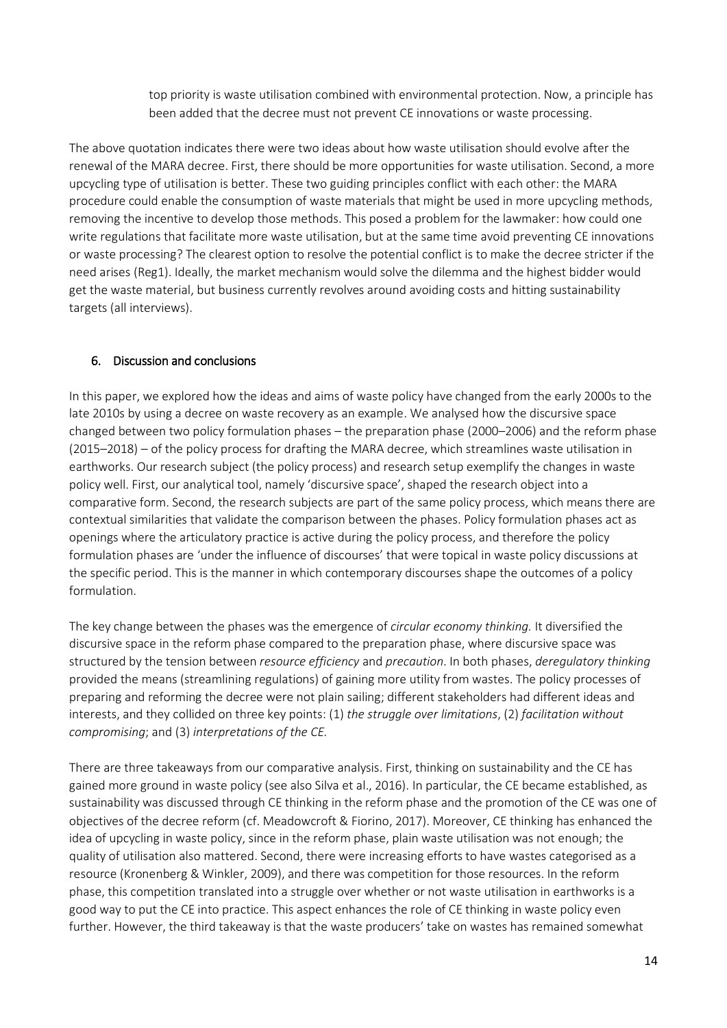> top priority is waste utilisation combined with environmental protection. Now, a principle has been added that the decree must not prevent CE innovations or waste processing.

The above quotation indicates there were two ideas about how waste utilisation should evolve after the renewal of the MARA decree. First, there should be more opportunities for waste utilisation. Second, a more upcycling type of utilisation is better. These two guiding principles conflict with each other: the MARA procedure could enable the consumption of waste materials that might be used in more upcycling methods, removing the incentive to develop those methods. This posed a problem for the lawmaker: how could one write regulations that facilitate more waste utilisation, but at the same time avoid preventing CE innovations or waste processing? The clearest option to resolve the potential conflict is to make the decree stricter if the need arises (Reg1). Ideally, the market mechanism would solve the dilemma and the highest bidder would get the waste material, but business currently revolves around avoiding costs and hitting sustainability targets (all interviews).

## 6. Discussion and conclusions

In this paper, we explored how the ideas and aims of waste policy have changed from the early 2000s to the late 2010s by using a decree on waste recovery as an example. We analysed how the discursive space changed between two policy formulation phases – the preparation phase (2000–2006) and the reform phase (2015–2018) – of the policy process for drafting the MARA decree, which streamlines waste utilisation in earthworks. Our research subject (the policy process) and research setup exemplify the changes in waste policy well. First, our analytical tool, namely 'discursive space', shaped the research object into a comparative form. Second, the research subjects are part of the same policy process, which means there are contextual similarities that validate the comparison between the phases. Policy formulation phases act as openings where the articulatory practice is active during the policy process, and therefore the policy formulation phases are 'under the influence of discourses' that were topical in waste policy discussions at the specific period. This is the manner in which contemporary discourses shape the outcomes of a policy formulation.

The key change between the phases was the emergence of *circular economy thinking.* It diversified the discursive space in the reform phase compared to the preparation phase, where discursive space was structured by the tension between *resource efficiency* and *precaution*. In both phases, *deregulatory thinking* provided the means (streamlining regulations) of gaining more utility from wastes. The policy processes of preparing and reforming the decree were not plain sailing; different stakeholders had different ideas and interests, and they collided on three key points: (1) *the struggle over limitations*, (2) *facilitation without compromising*; and (3) *interpretations of the CE.*

There are three takeaways from our comparative analysis. First, thinking on sustainability and the CE has gained more ground in waste policy (see also Silva et al., 2016). In particular, the CE became established, as sustainability was discussed through CE thinking in the reform phase and the promotion of the CE was one of objectives of the decree reform (cf. Meadowcroft & Fiorino, 2017). Moreover, CE thinking has enhanced the idea of upcycling in waste policy, since in the reform phase, plain waste utilisation was not enough; the quality of utilisation also mattered. Second, there were increasing efforts to have wastes categorised as a resource (Kronenberg & Winkler, 2009), and there was competition for those resources. In the reform phase, this competition translated into a struggle over whether or not waste utilisation in earthworks is a good way to put the CE into practice. This aspect enhances the role of CE thinking in waste policy even further. However, the third takeaway is that the waste producers' take on wastes has remained somewhat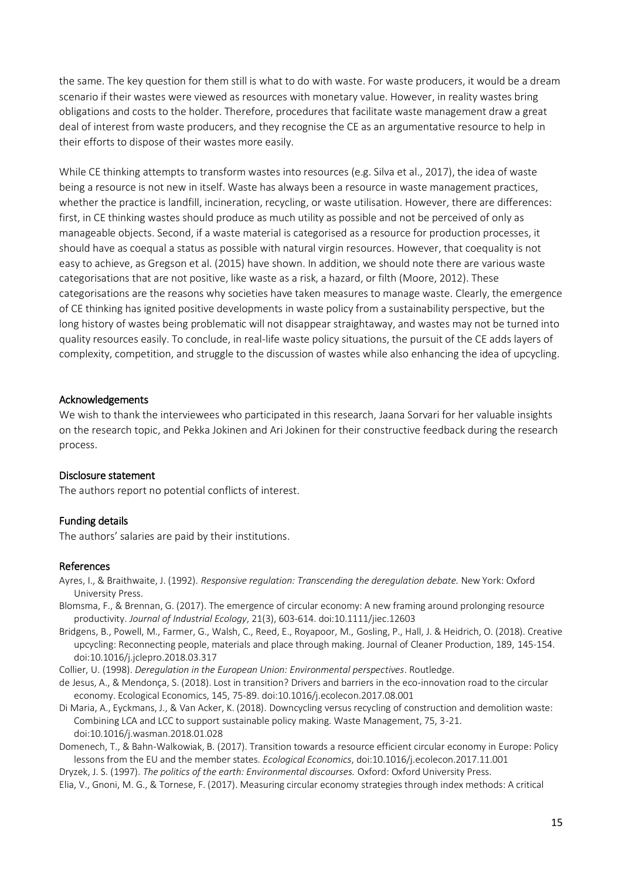the same. The key question for them still is what to do with waste. For waste producers, it would be a dream scenario if their wastes were viewed as resources with monetary value. However, in reality wastes bring obligations and costs to the holder. Therefore, procedures that facilitate waste management draw a great deal of interest from waste producers, and they recognise the CE as an argumentative resource to help in their efforts to dispose of their wastes more easily.

While CE thinking attempts to transform wastes into resources (e.g. Silva et al., 2017), the idea of waste being a resource is not new in itself. Waste has always been a resource in waste management practices, whether the practice is landfill, incineration, recycling, or waste utilisation. However, there are differences: first, in CE thinking wastes should produce as much utility as possible and not be perceived of only as manageable objects. Second, if a waste material is categorised as a resource for production processes, it should have as coequal a status as possible with natural virgin resources. However, that coequality is not easy to achieve, as Gregson et al. (2015) have shown. In addition, we should note there are various waste categorisations that are not positive, like waste as a risk, a hazard, or filth (Moore, 2012). These categorisations are the reasons why societies have taken measures to manage waste. Clearly, the emergence of CE thinking has ignited positive developments in waste policy from a sustainability perspective, but the long history of wastes being problematic will not disappear straightaway, and wastes may not be turned into quality resources easily. To conclude, in real-life waste policy situations, the pursuit of the CE adds layers of complexity, competition, and struggle to the discussion of wastes while also enhancing the idea of upcycling.

## Acknowledgements

We wish to thank the interviewees who participated in this research, Jaana Sorvari for her valuable insights on the research topic, and Pekka Jokinen and Ari Jokinen for their constructive feedback during the research process.

## Disclosure statement

The authors report no potential conflicts of interest.

## Funding details

The authors' salaries are paid by their institutions.

## References

Ayres, I., & Braithwaite, J. (1992). *Responsive regulation: Transcending the deregulation debate.* New York: Oxford University Press.

Blomsma, F., & Brennan, G. (2017). The emergence of circular economy: A new framing around prolonging resource productivity. *Journal of Industrial Ecology*, 21(3), 603-614. doi:10.1111/jiec.12603

Bridgens, B., Powell, M., Farmer, G., Walsh, C., Reed, E., Royapoor, M., Gosling, P., Hall, J. & Heidrich, O. (2018). Creative upcycling: Reconnecting people, materials and place through making. Journal of Cleaner Production, 189, 145-154. doi:10.1016/j.jclepro.2018.03.317

Collier, U. (1998). *Deregulation in the European Union: Environmental perspectives*. Routledge.

de Jesus, A., & Mendonça, S. (2018). Lost in transition? Drivers and barriers in the eco-innovation road to the circular economy. Ecological Economics, 145, 75-89. doi:10.1016/j.ecolecon.2017.08.001

Di Maria, A., Eyckmans, J., & Van Acker, K. (2018). Downcycling versus recycling of construction and demolition waste: Combining LCA and LCC to support sustainable policy making. Waste Management, 75, 3-21. doi:10.1016/j.wasman.2018.01.028

Domenech, T., & Bahn-Walkowiak, B. (2017). Transition towards a resource efficient circular economy in Europe: Policy lessons from the EU and the member states. *Ecological Economics*, doi:10.1016/j.ecolecon.2017.11.001

Dryzek, J. S. (1997). *The politics of the earth: Environmental discourses.* Oxford: Oxford University Press.

Elia, V., Gnoni, M. G., & Tornese, F. (2017). Measuring circular economy strategies through index methods: A critical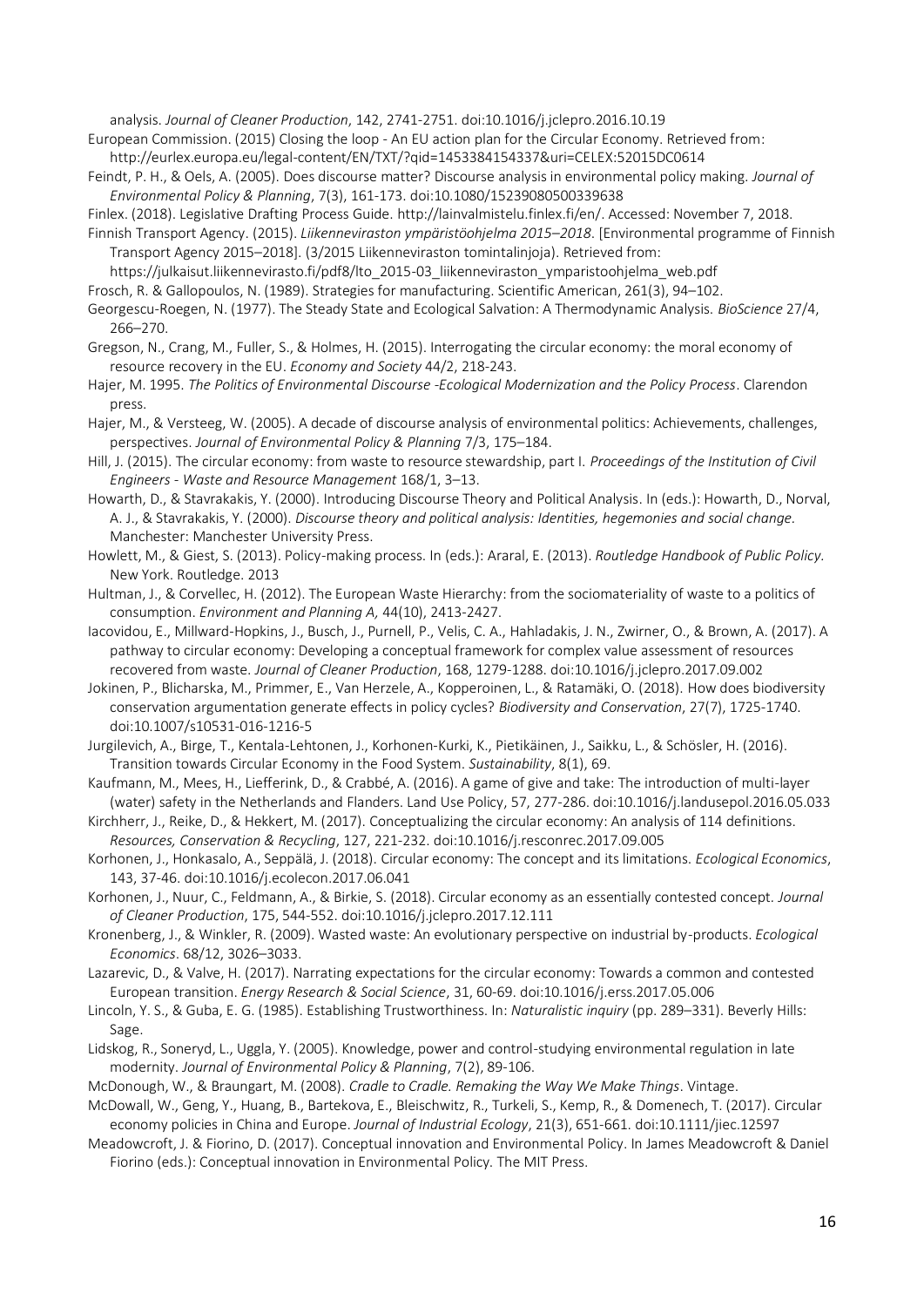analysis. *Journal of Cleaner Production*, 142, 2741-2751. doi:10.1016/j.jclepro.2016.10.19

European Commission. (2015) Closing the loop - An EU action plan for the Circular Economy. Retrieved from: http://eurlex.europa.eu/legal-content/EN/TXT/?qid=1453384154337&uri=CELEX:52015DC0614

Feindt, P. H., & Oels, A. (2005). Does discourse matter? Discourse analysis in environmental policy making. *Journal of Environmental Policy & Planning*, 7(3), 161-173. doi:10.1080/15239080500339638

Finlex. (2018). Legislative Drafting Process Guide. http://lainvalmistelu.finlex.fi/en/. Accessed: November 7, 2018.

Finnish Transport Agency. (2015). *Liikenneviraston ympäristöohjelma 2015–2018*. [Environmental programme of Finnish Transport Agency 2015–2018]. (3/2015 Liikenneviraston tomintalinjoja). Retrieved from: https://julkaisut.liikennevirasto.fi/pdf8/lto_2015-03_liikenneviraston_ymparistoohjelma_web.pdf

Frosch, R. & Gallopoulos, N. (1989). Strategies for manufacturing. Scientific American, 261(3), 94–102.

Georgescu-Roegen, N. (1977). The Steady State and Ecological Salvation: A Thermodynamic Analysis. *BioScience* 27/4, 266–270.

Gregson, N., Crang, M., Fuller, S., & Holmes, H. (2015). Interrogating the circular economy: the moral economy of resource recovery in the EU. *Economy and Society* 44/2, 218-243.

Hajer, M. 1995. *The Politics of Environmental Discourse -Ecological Modernization and the Policy Process*. Clarendon press.

Hajer, M., & Versteeg, W. (2005). A decade of discourse analysis of environmental politics: Achievements, challenges, perspectives. *Journal of Environmental Policy & Planning* 7/3, 175–184.

Hill, J. (2015). The circular economy: from waste to resource stewardship, part I. *Proceedings of the Institution of Civil Engineers - Waste and Resource Management* 168/1, 3–13.

Howarth, D., & Stavrakakis, Y. (2000). Introducing Discourse Theory and Political Analysis. In (eds.): Howarth, D., Norval, A. J., & Stavrakakis, Y. (2000). *Discourse theory and political analysis: Identities, hegemonies and social change.* Manchester: Manchester University Press.

Howlett, M., & Giest, S. (2013). Policy-making process. In (eds.): Araral, E. (2013). *Routledge Handbook of Public Policy.* New York. Routledge. 2013

Hultman, J., & Corvellec, H. (2012). The European Waste Hierarchy: from the sociomateriality of waste to a politics of consumption. *Environment and Planning A,* 44(10), 2413-2427.

Iacovidou, E., Millward-Hopkins, J., Busch, J., Purnell, P., Velis, C. A., Hahladakis, J. N., Zwirner, O., & Brown, A. (2017). A pathway to circular economy: Developing a conceptual framework for complex value assessment of resources recovered from waste. *Journal of Cleaner Production*, 168, 1279-1288. doi:10.1016/j.jclepro.2017.09.002

Jokinen, P., Blicharska, M., Primmer, E., Van Herzele, A., Kopperoinen, L., & Ratamäki, O. (2018). How does biodiversity conservation argumentation generate effects in policy cycles? *Biodiversity and Conservation*, 27(7), 1725-1740. doi:10.1007/s10531-016-1216-5

Jurgilevich, A., Birge, T., Kentala-Lehtonen, J., Korhonen-Kurki, K., Pietikäinen, J., Saikku, L., & Schösler, H. (2016). Transition towards Circular Economy in the Food System. *Sustainability*, 8(1), 69.

Kaufmann, M., Mees, H., Liefferink, D., & Crabbé, A. (2016). A game of give and take: The introduction of multi-layer (water) safety in the Netherlands and Flanders. Land Use Policy, 57, 277-286. doi:10.1016/j.landusepol.2016.05.033

Kirchherr, J., Reike, D., & Hekkert, M. (2017). Conceptualizing the circular economy: An analysis of 114 definitions. *Resources, Conservation & Recycling*, 127, 221-232. doi:10.1016/j.resconrec.2017.09.005

Korhonen, J., Honkasalo, A., Seppälä, J. (2018). Circular economy: The concept and its limitations. *Ecological Economics*, 143, 37-46. doi:10.1016/j.ecolecon.2017.06.041

Korhonen, J., Nuur, C., Feldmann, A., & Birkie, S. (2018). Circular economy as an essentially contested concept. *Journal of Cleaner Production*, 175, 544-552. doi:10.1016/j.jclepro.2017.12.111

Kronenberg, J., & Winkler, R. (2009). Wasted waste: An evolutionary perspective on industrial by-products. *Ecological Economics*. 68/12, 3026–3033.

Lazarevic, D., & Valve, H. (2017). Narrating expectations for the circular economy: Towards a common and contested European transition. *Energy Research & Social Science*, 31, 60-69. doi:10.1016/j.erss.2017.05.006

Lincoln, Y. S., & Guba, E. G. (1985). Establishing Trustworthiness. In: *Naturalistic inquiry* (pp. 289–331). Beverly Hills: Sage.

Lidskog, R., Soneryd, L., Uggla, Y. (2005). Knowledge, power and control-studying environmental regulation in late modernity. *Journal of Environmental Policy & Planning*, 7(2), 89-106.

McDonough, W., & Braungart, M. (2008). *Cradle to Cradle. Remaking the Way We Make Things*. Vintage.

McDowall, W., Geng, Y., Huang, B., Bartekova, E., Bleischwitz, R., Turkeli, S., Kemp, R., & Domenech, T. (2017). Circular economy policies in China and Europe. *Journal of Industrial Ecology*, 21(3), 651-661. doi:10.1111/jiec.12597

Meadowcroft, J. & Fiorino, D. (2017). Conceptual innovation and Environmental Policy. In James Meadowcroft & Daniel Fiorino (eds.): Conceptual innovation in Environmental Policy. The MIT Press.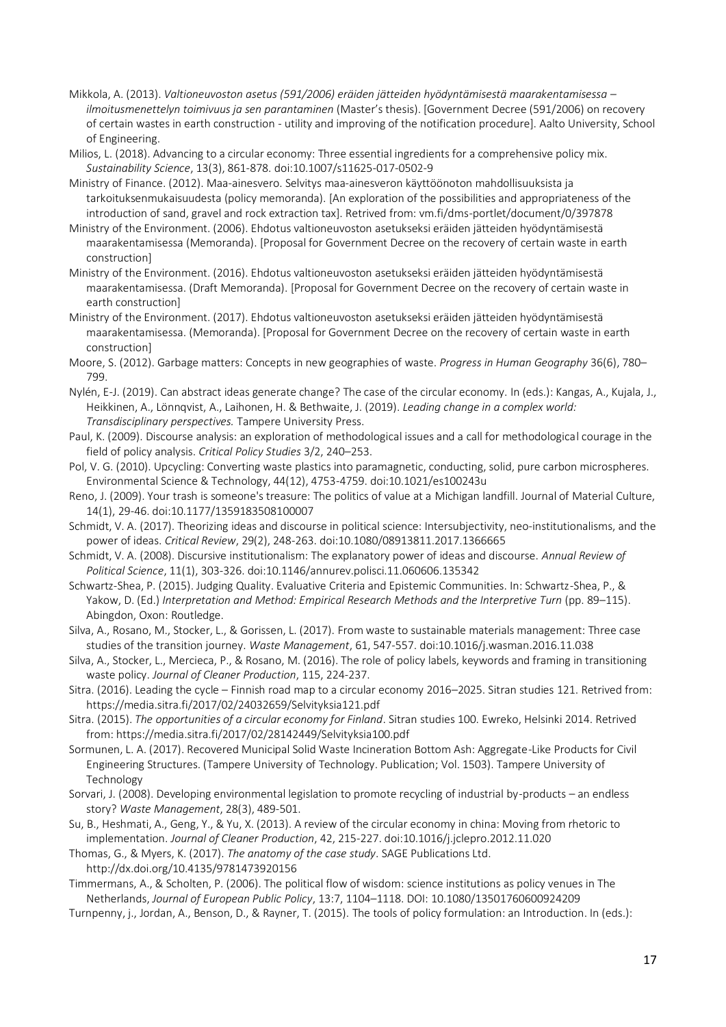Mikkola, A. (2013). *Valtioneuvoston asetus (591/2006) eräiden jätteiden hyödyntämisestä maarakentamisessa – ilmoitusmenettelyn toimivuus ja sen parantaminen* (Master's thesis). [Government Decree (591/2006) on recovery of certain wastes in earth construction - utility and improving of the notification procedure]. Aalto University, School of Engineering.

Milios, L. (2018). Advancing to a circular economy: Three essential ingredients for a comprehensive policy mix. *Sustainability Science*, 13(3), 861-878. doi:10.1007/s11625-017-0502-9

Ministry of Finance. (2012). Maa-ainesvero. Selvitys maa-ainesveron käyttöönoton mahdollisuuksista ja tarkoituksenmukaisuudesta (policy memoranda). [An exploration of the possibilities and appropriateness of the introduction of sand, gravel and rock extraction tax]. Retrived from: vm.fi/dms-portlet/document/0/397878

Ministry of the Environment. (2006). Ehdotus valtioneuvoston asetukseksi eräiden jätteiden hyödyntämisestä maarakentamisessa (Memoranda). [Proposal for Government Decree on the recovery of certain waste in earth construction]

Ministry of the Environment. (2016). Ehdotus valtioneuvoston asetukseksi eräiden jätteiden hyödyntämisestä maarakentamisessa. (Draft Memoranda). [Proposal for Government Decree on the recovery of certain waste in earth construction]

Ministry of the Environment. (2017). Ehdotus valtioneuvoston asetukseksi eräiden jätteiden hyödyntämisestä maarakentamisessa. (Memoranda). [Proposal for Government Decree on the recovery of certain waste in earth construction]

Moore, S. (2012). Garbage matters: Concepts in new geographies of waste. *Progress in Human Geography* 36(6), 780–799.

Nylén, E-J. (2019). Can abstract ideas generate change? The case of the circular economy. In (eds.): Kangas, A., Kujala, J., Heikkinen, A., Lönnqvist, A., Laihonen, H. & Bethwaite, J. (2019). *Leading change in a complex world: Transdisciplinary perspectives.* Tampere University Press.

Paul, K. (2009). Discourse analysis: an exploration of methodological issues and a call for methodological courage in the field of policy analysis. *Critical Policy Studies* 3/2, 240–253.

Pol, V. G. (2010). Upcycling: Converting waste plastics into paramagnetic, conducting, solid, pure carbon microspheres. Environmental Science & Technology, 44(12), 4753-4759. doi:10.1021/es100243u

Reno, J. (2009). Your trash is someone's treasure: The politics of value at a Michigan landfill. Journal of Material Culture, 14(1), 29-46. doi:10.1177/1359183508100007

Schmidt, V. A. (2017). Theorizing ideas and discourse in political science: Intersubjectivity, neo-institutionalisms, and the power of ideas. *Critical Review*, 29(2), 248-263. doi:10.1080/08913811.2017.1366665

Schmidt, V. A. (2008). Discursive institutionalism: The explanatory power of ideas and discourse. *Annual Review of Political Science*, 11(1), 303-326. doi:10.1146/annurev.polisci.11.060606.135342

Schwartz-Shea, P. (2015). Judging Quality. Evaluative Criteria and Epistemic Communities. In: Schwartz-Shea, P., & Yakow, D. (Ed.) *Interpretation and Method: Empirical Research Methods and the Interpretive Turn* (pp. 89–115). Abingdon, Oxon: Routledge.

Silva, A., Rosano, M., Stocker, L., & Gorissen, L. (2017). From waste to sustainable materials management: Three case studies of the transition journey. *Waste Management*, 61, 547-557. doi:10.1016/j.wasman.2016.11.038

Silva, A., Stocker, L., Mercieca, P., & Rosano, M. (2016). The role of policy labels, keywords and framing in transitioning waste policy. *Journal of Cleaner Production*, 115, 224-237.

Sitra. (2016). Leading the cycle – Finnish road map to a circular economy 2016–2025. Sitran studies 121. Retrived from: https://media.sitra.fi/2017/02/24032659/Selvityksia121.pdf

Sitra. (2015). *The opportunities of a circular economy for Finland*. Sitran studies 100. Ewreko, Helsinki 2014. Retrived from: https://media.sitra.fi/2017/02/28142449/Selvityksia100.pdf

Sormunen, L. A. (2017). Recovered Municipal Solid Waste Incineration Bottom Ash: Aggregate-Like Products for Civil Engineering Structures. (Tampere University of Technology. Publication; Vol. 1503). Tampere University of Technology

Sorvari, J. (2008). Developing environmental legislation to promote recycling of industrial by-products – an endless story? *Waste Management*, 28(3), 489-501.

Su, B., Heshmati, A., Geng, Y., & Yu, X. (2013). A review of the circular economy in china: Moving from rhetoric to implementation. *Journal of Cleaner Production*, 42, 215-227. doi:10.1016/j.jclepro.2012.11.020

Thomas, G., & Myers, K. (2017). *The anatomy of the case study*. SAGE Publications Ltd. http://dx.doi.org/10.4135/9781473920156

Timmermans, A., & Scholten, P. (2006). The political flow of wisdom: science institutions as policy venues in The Netherlands, *Journal of European Public Policy*, 13:7, 1104–1118. DOI: 10.1080/13501760600924209

Turnpenny, j., Jordan, A., Benson, D., & Rayner, T. (2015). The tools of policy formulation: an Introduction. In (eds.):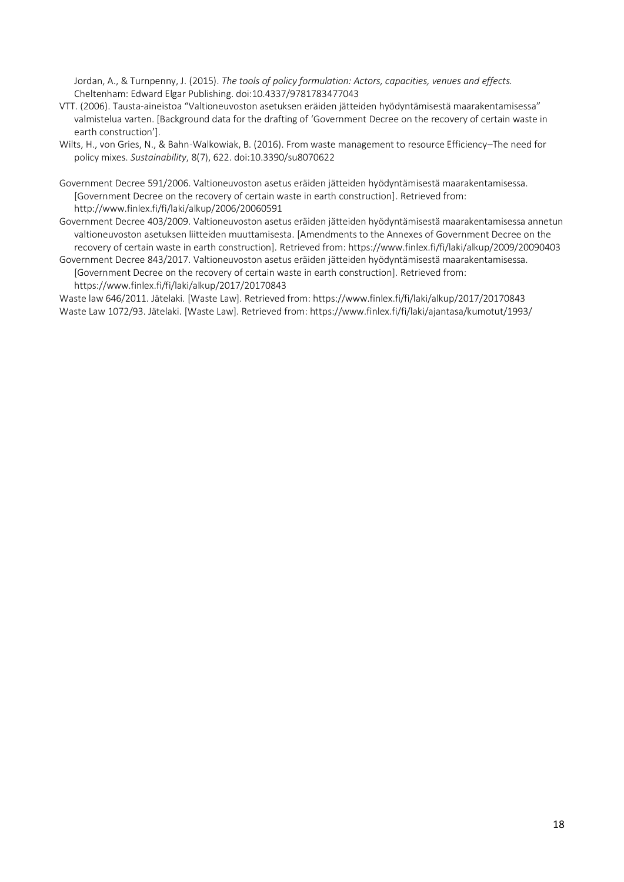Jordan, A., & Turnpenny, J. (2015). *The tools of policy formulation: Actors, capacities, venues and effects.* Cheltenham: Edward Elgar Publishing. doi:10.4337/9781783477043

VTT. (2006). Tausta-aineistoa "Valtioneuvoston asetuksen eräiden jätteiden hyödyntämisestä maarakentamisessa" valmistelua varten. [Background data for the drafting of 'Government Decree on the recovery of certain waste in earth construction'].

Wilts, H., von Gries, N., & Bahn-Walkowiak, B. (2016). From waste management to resource Efficiency–The need for policy mixes. *Sustainability*, 8(7), 622. doi:10.3390/su8070622

Government Decree 591/2006. Valtioneuvoston asetus eräiden jätteiden hyödyntämisestä maarakentamisessa. [Government Decree on the recovery of certain waste in earth construction]. Retrieved from: http://www.finlex.fi/fi/laki/alkup/2006/20060591

Government Decree 403/2009. Valtioneuvoston asetus eräiden jätteiden hyödyntämisestä maarakentamisessa annetun valtioneuvoston asetuksen liitteiden muuttamisesta. [Amendments to the Annexes of Government Decree on the recovery of certain waste in earth construction]. Retrieved from: https://www.finlex.fi/fi/laki/alkup/2009/20090403

Government Decree 843/2017. Valtioneuvoston asetus eräiden jätteiden hyödyntämisestä maarakentamisessa. [Government Decree on the recovery of certain waste in earth construction]. Retrieved from: https://www.finlex.fi/fi/laki/alkup/2017/20170843

Waste law 646/2011. Jätelaki. [Waste Law]. Retrieved from: https://www.finlex.fi/fi/laki/alkup/2017/20170843

Waste Law 1072/93. Jätelaki. [Waste Law]. Retrieved from: https://www.finlex.fi/fi/laki/ajantasa/kumotut/1993/